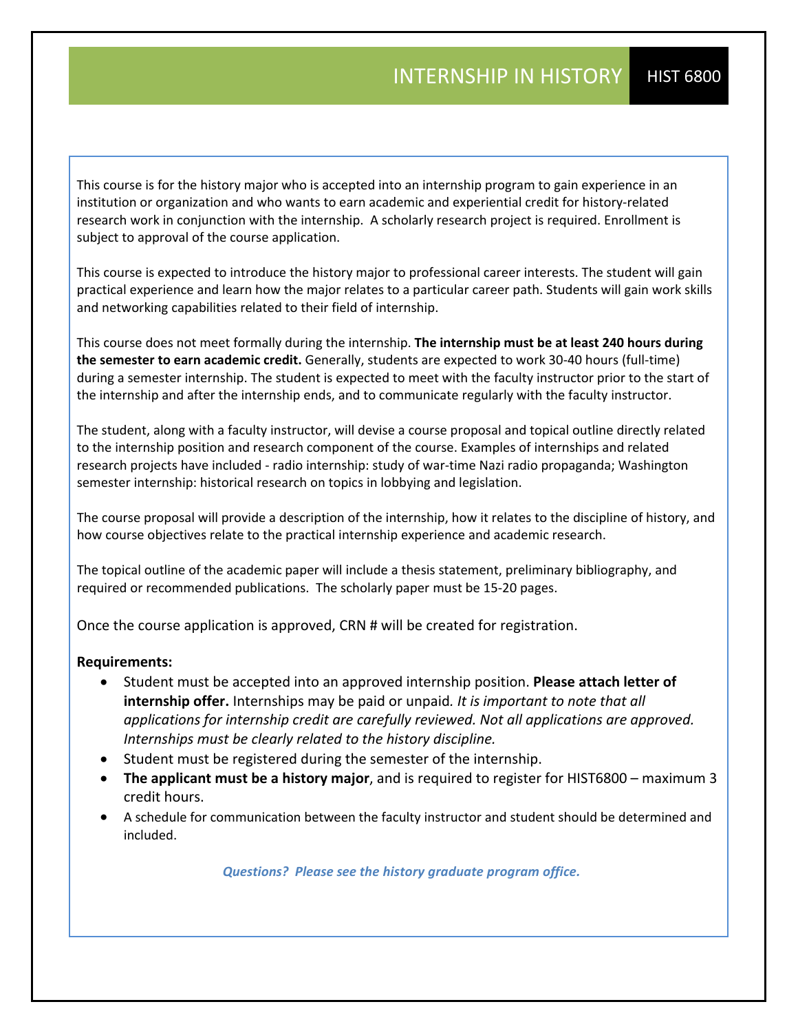# INTERNSHIP IN HISTORY HIST 6800

This course is for the history major who is accepted into an internship program to gain experience in an institution or organization and who wants to earn academic and experiential credit for history-related research work in conjunction with the internship. A scholarly research project is required. Enrollment is subject to approval of the course application.

This course is expected to introduce the history major to professional career interests. The student will gain practical experience and learn how the major relates to a particular career path. Students will gain work skills and networking capabilities related to their field of internship.

This course does not meet formally during the internship. **The internship must be at least 240 hours during the semester to earn academic credit.** Generally, students are expected to work 30-40 hours (full-time) during a semester internship. The student is expected to meet with the faculty instructor prior to the start of the internship and after the internship ends, and to communicate regularly with the faculty instructor.

The student, along with a faculty instructor, will devise a course proposal and topical outline directly related to the internship position and research component of the course. Examples of internships and related research projects have included - radio internship: study of war-time Nazi radio propaganda; Washington semester internship: historical research on topics in lobbying and legislation.

The course proposal will provide a description of the internship, how it relates to the discipline of history, and how course objectives relate to the practical internship experience and academic research.

The topical outline of the academic paper will include a thesis statement, preliminary bibliography, and required or recommended publications. The scholarly paper must be 15-20 pages.

Once the course application is approved, CRN # will be created for registration.

**Requirements:**

- Student must be accepted into an approved internship position. **Please attach letter of internship offer.** Internships may be paid or unpaid. *It is important to note that all applications for internship credit are carefully reviewed. Not all applications are approved. Internships must be clearly related to the history discipline.*
- Student must be registered during the semester of the internship.
- **The applicant must be a history major**, and is required to register for HIST6800 – maximum 3 credit hours.
- A schedule for communication between the faculty instructor and student should be determined and included.

***Questions? Please see the history graduate program office.***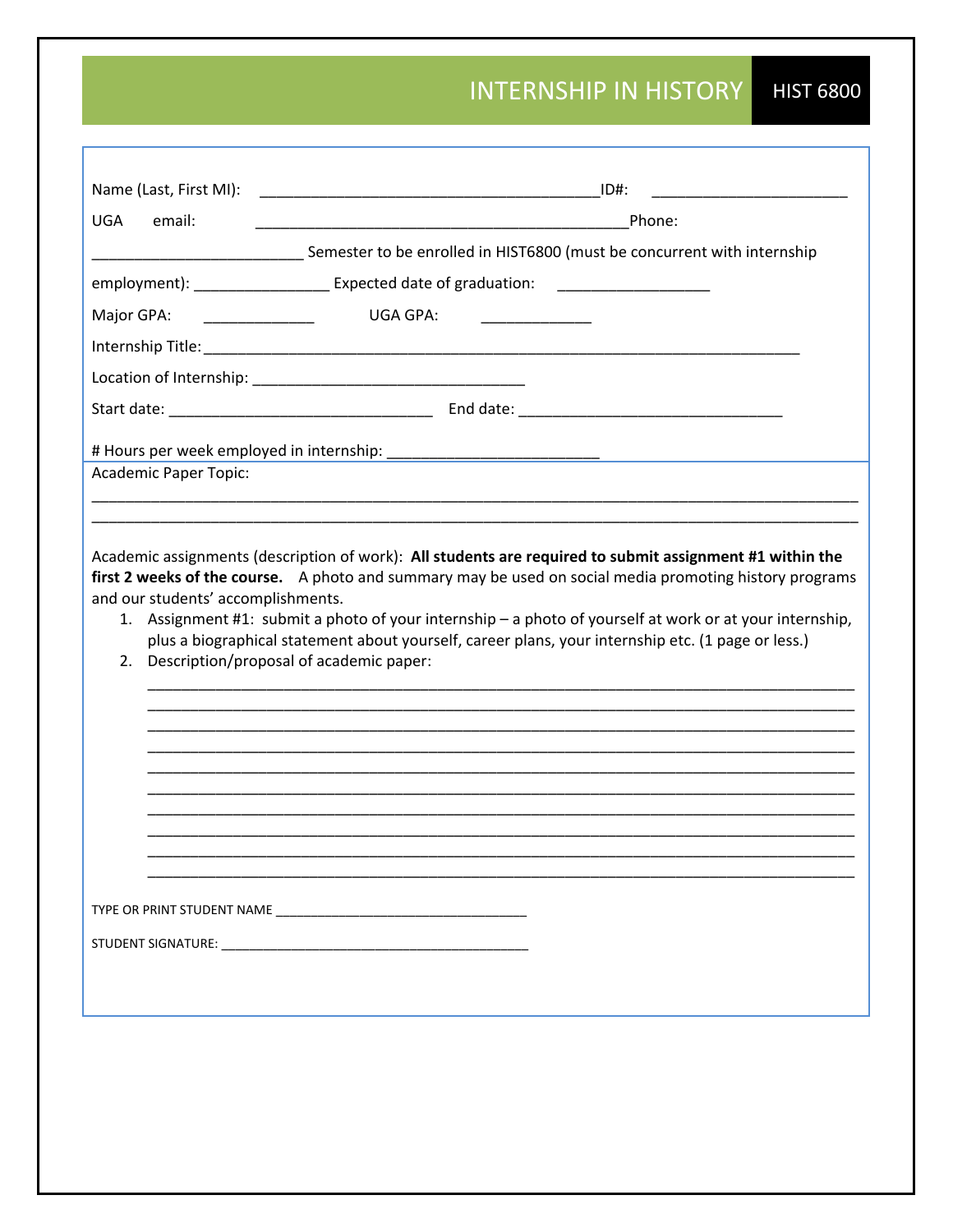# INTERNSHIP IN HISTORY HIST 6800

Name (Last, First MI): ________________________________________ID#: ______________________

UGA email: ____________________________________________Phone: ________________________

Semester to be enrolled in HIST6800 (must be concurrent with internship employment): _______________ Expected date of graduation: _________________

Major GPA: _____________ UGA GPA: _____________

Internship Title: ______________________________________________________________________

Location of Internship: _______________________________

Start date: ______________________________ End date: ______________________________

# Hours per week employed in internship: ________________________

Academic Paper Topic:

_______________________________________________________________________________________

_______________________________________________________________________________________

Academic assignments (description of work): **All students are required to submit assignment #1 within the first 2 weeks of the course.** A photo and summary may be used on social media promoting history programs and our students' accomplishments.

1. Assignment #1: submit a photo of your internship – a photo of yourself at work or at your internship, plus a biographical statement about yourself, career plans, your internship etc. (1 page or less.)
2. Description/proposal of academic paper:

   _______________________________________________________________________________
   _______________________________________________________________________________
   _______________________________________________________________________________
   _______________________________________________________________________________
   _______________________________________________________________________________
   _______________________________________________________________________________
   _______________________________________________________________________________
   _______________________________________________________________________________
   _______________________________________________________________________________
   _______________________________________________________________________________

TYPE OR PRINT STUDENT NAME ___________________________________

STUDENT SIGNATURE: ___________________________________________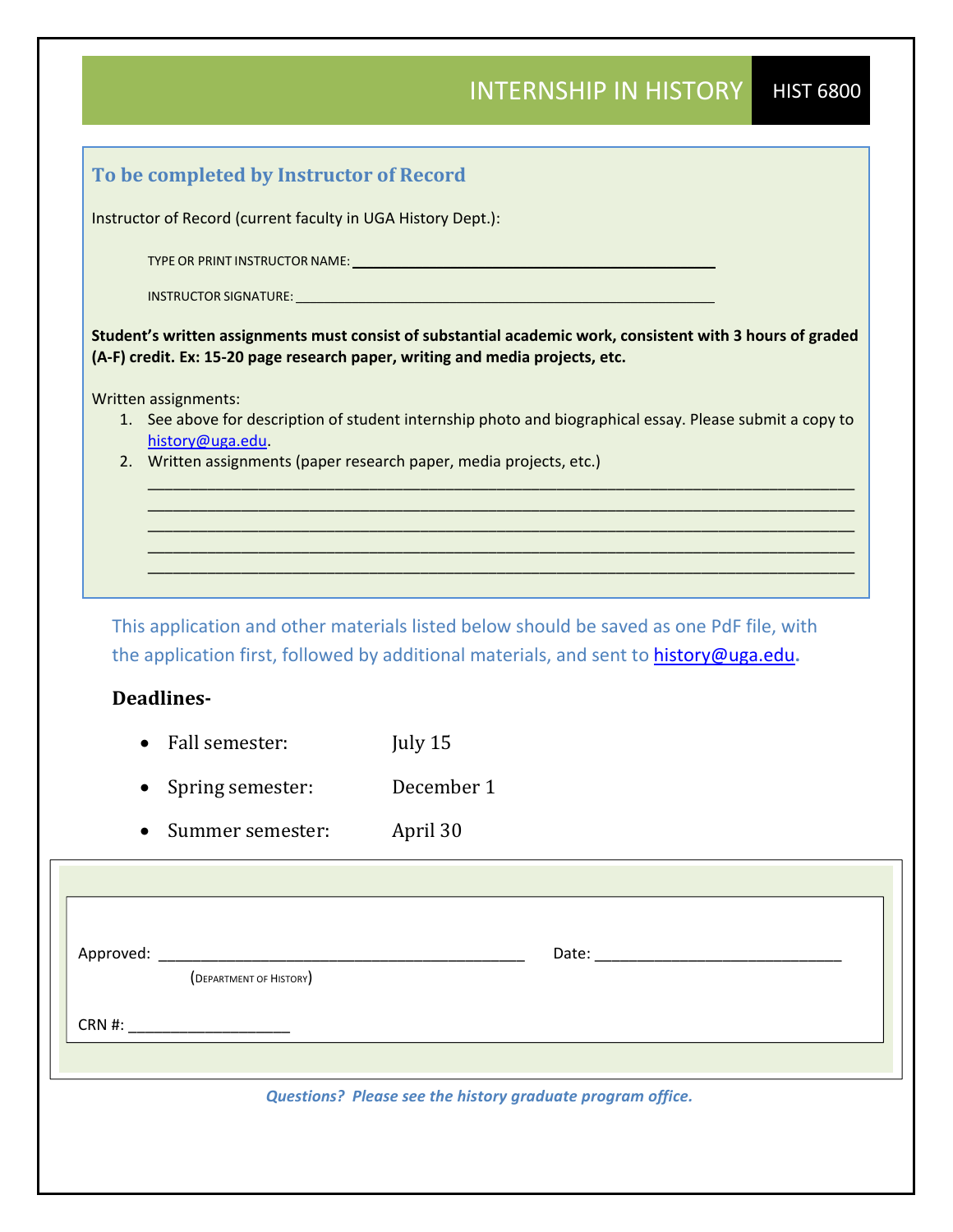INTERNSHIP IN HISTORY HIST 6800

## To be completed by Instructor of Record

Instructor of Record (current faculty in UGA History Dept.):

TYPE OR PRINT INSTRUCTOR NAME: ____________________________________________

INSTRUCTOR SIGNATURE: ____________________________________________

**Student's written assignments must consist of substantial academic work, consistent with 3 hours of graded (A-F) credit. Ex: 15-20 page research paper, writing and media projects, etc.**

Written assignments:

1. See above for description of student internship photo and biographical essay. Please submit a copy to history@uga.edu.
2. Written assignments (paper research paper, media projects, etc.)
   ______________________________________________________________________________
   ______________________________________________________________________________
   ______________________________________________________________________________
   ______________________________________________________________________________
   ______________________________________________________________________________

This application and other materials listed below should be saved as one PdF file, with the application first, followed by additional materials, and sent to history@uga.edu.

**Deadlines-**

- Fall semester: July 15
- Spring semester: December 1
- Summer semester: April 30

Approved: ____________________________________________ Date: ______________________________
(Department of History)

CRN #: ___________________

*Questions? Please see the history graduate program office.*